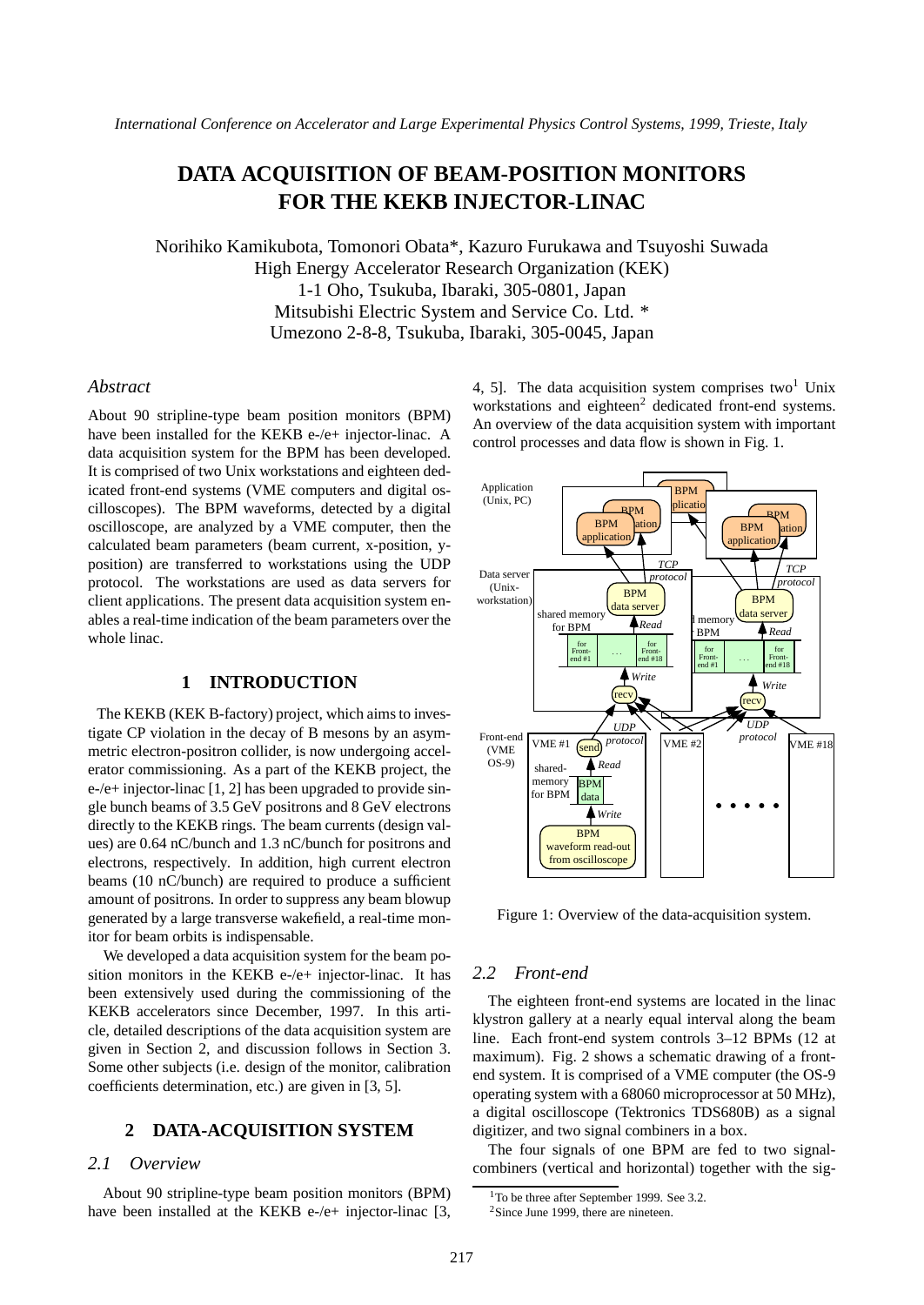# DATA ACQUISITION OF BEAM-POSITION MONITORS FOR THE KEKB INJECTOR-LINAC

Norihiko Kamikubota, Tomonori Obata*, Kazuro Furukawa and Tsuyoshi Suwada
High Energy Accelerator Research Organization (KEK)
1-1 Oho, Tsukuba, Ibaraki, 305-0801, Japan
Mitsubishi Electric System and Service Co. Ltd. *
Umezono 2-8-8, Tsukuba, Ibaraki, 305-0045, Japan

### *Abstract*

About 90 stripline-type beam position monitors (BPM) have been installed for the KEKB e-/e+ injector-linac. A data acquisition system for the BPM has been developed. It is comprised of two Unix workstations and eighteen dedicated front-end systems (VME computers and digital oscilloscopes). The BPM waveforms, detected by a digital oscilloscope, are analyzed by a VME computer, then the calculated beam parameters (beam current, x-position, y-position) are transferred to workstations using the UDP protocol. The workstations are used as data servers for client applications. The present data acquisition system enables a real-time indication of the beam parameters over the whole linac.

## 1 INTRODUCTION

The KEKB (KEK B-factory) project, which aims to investigate CP violation in the decay of B mesons by an asymmetric electron-positron collider, is now undergoing accelerator commissioning. As a part of the KEKB project, the e-/e+ injector-linac [1, 2] has been upgraded to provide single bunch beams of 3.5 GeV positrons and 8 GeV electrons directly to the KEKB rings. The beam currents (design values) are 0.64 nC/bunch and 1.3 nC/bunch for positrons and electrons, respectively. In addition, high current electron beams (10 nC/bunch) are required to produce a sufficient amount of positrons. In order to suppress any beam blowup generated by a large transverse wakefield, a real-time monitor for beam orbits is indispensable.

We developed a data acquisition system for the beam position monitors in the KEKB e-/e+ injector-linac. It has been extensively used during the commissioning of the KEKB accelerators since December, 1997. In this article, detailed descriptions of the data acquisition system are given in Section 2, and discussion follows in Section 3. Some other subjects (i.e. design of the monitor, calibration coefficients determination, etc.) are given in [3, 5].

## 2 DATA-ACQUISITION SYSTEM

### *2.1 Overview*

About 90 stripline-type beam position monitors (BPM) have been installed at the KEKB e-/e+ injector-linac [3, 4, 5]. The data acquisition system comprises two[1] Unix workstations and eighteen[2] dedicated front-end systems. An overview of the data acquisition system with important control processes and data flow is shown in Fig. 1.

Figure 1: Overview of the data-acquisition system.

### *2.2 Front-end*

The eighteen front-end systems are located in the linac klystron gallery at a nearly equal interval along the beam line. Each front-end system controls 3–12 BPMs (12 at maximum). Fig. 2 shows a schematic drawing of a front-end system. It is comprised of a VME computer (the OS-9 operating system with a 68060 microprocessor at 50 MHz), a digital oscilloscope (Tektronics TDS680B) as a signal digitizer, and two signal combiners in a box.

The four signals of one BPM are fed to two signal-combiners (vertical and horizontal) together with the sig-

[1] To be three after September 1999. See 3.2.

[2] Since June 1999, there are nineteen.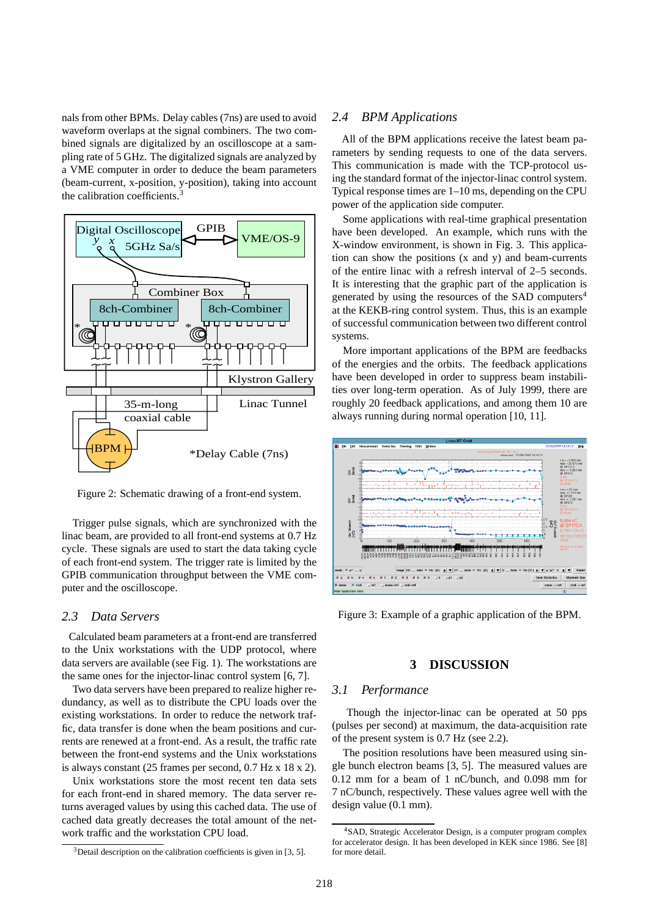nals from other BPMs. Delay cables (7ns) are used to avoid waveform overlaps at the signal combiners. The two combined signals are digitalized by an oscilloscope at a sampling rate of 5 GHz. The digitalized signals are analyzed by a VME computer in order to deduce the beam parameters (beam-current, x-position, y-position), taking into account the calibration coefficients.[3]

Figure 2: Schematic drawing of a front-end system.

Trigger pulse signals, which are synchronized with the linac beam, are provided to all front-end systems at 0.7 Hz cycle. These signals are used to start the data taking cycle of each front-end system. The trigger rate is limited by the GPIB communication throughput between the VME computer and the oscilloscope.

## 2.3 Data Servers

Calculated beam parameters at a front-end are transferred to the Unix workstations with the UDP protocol, where data servers are available (see Fig. 1). The workstations are the same ones for the injector-linac control system [6, 7].

Two data servers have been prepared to realize higher redundancy, as well as to distribute the CPU loads over the existing workstations. In order to reduce the network traffic, data transfer is done when the beam positions and currents are renewed at a front-end. As a result, the traffic rate between the front-end systems and the Unix workstations is always constant (25 frames per second, 0.7 Hz x 18 x 2).

Unix workstations store the most recent ten data sets for each front-end in shared memory. The data server returns averaged values by using this cached data. The use of cached data greatly decreases the total amount of the network traffic and the workstation CPU load.

[3]Detail description on the calibration coefficients is given in [3, 5].

## 2.4 BPM Applications

All of the BPM applications receive the latest beam parameters by sending requests to one of the data servers. This communication is made with the TCP-protocol using the standard format of the injector-linac control system. Typical response times are 1–10 ms, depending on the CPU power of the application side computer.

Some applications with real-time graphical presentation have been developed. An example, which runs with the X-window environment, is shown in Fig. 3. This application can show the positions (x and y) and beam-currents of the entire linac with a refresh interval of 2–5 seconds. It is interesting that the graphic part of the application is generated by using the resources of the SAD computers[4] at the KEKB-ring control system. Thus, this is an example of successful communication between two different control systems.

More important applications of the BPM are feedbacks of the energies and the orbits. The feedback applications have been developed in order to suppress beam instabilities over long-term operation. As of July 1999, there are roughly 20 feedback applications, and among them 10 are always running during normal operation [10, 11].

Figure 3: Example of a graphic application of the BPM.

# 3 DISCUSSION

## 3.1 Performance

Though the injector-linac can be operated at 50 pps (pulses per second) at maximum, the data-acquisition rate of the present system is 0.7 Hz (see 2.2).

The position resolutions have been measured using single bunch electron beams [3, 5]. The measured values are 0.12 mm for a beam of 1 nC/bunch, and 0.098 mm for 7 nC/bunch, respectively. These values agree well with the design value (0.1 mm).

[4]SAD, Strategic Accelerator Design, is a computer program complex for accelerator design. It has been developed in KEK since 1986. See [8] for more detail.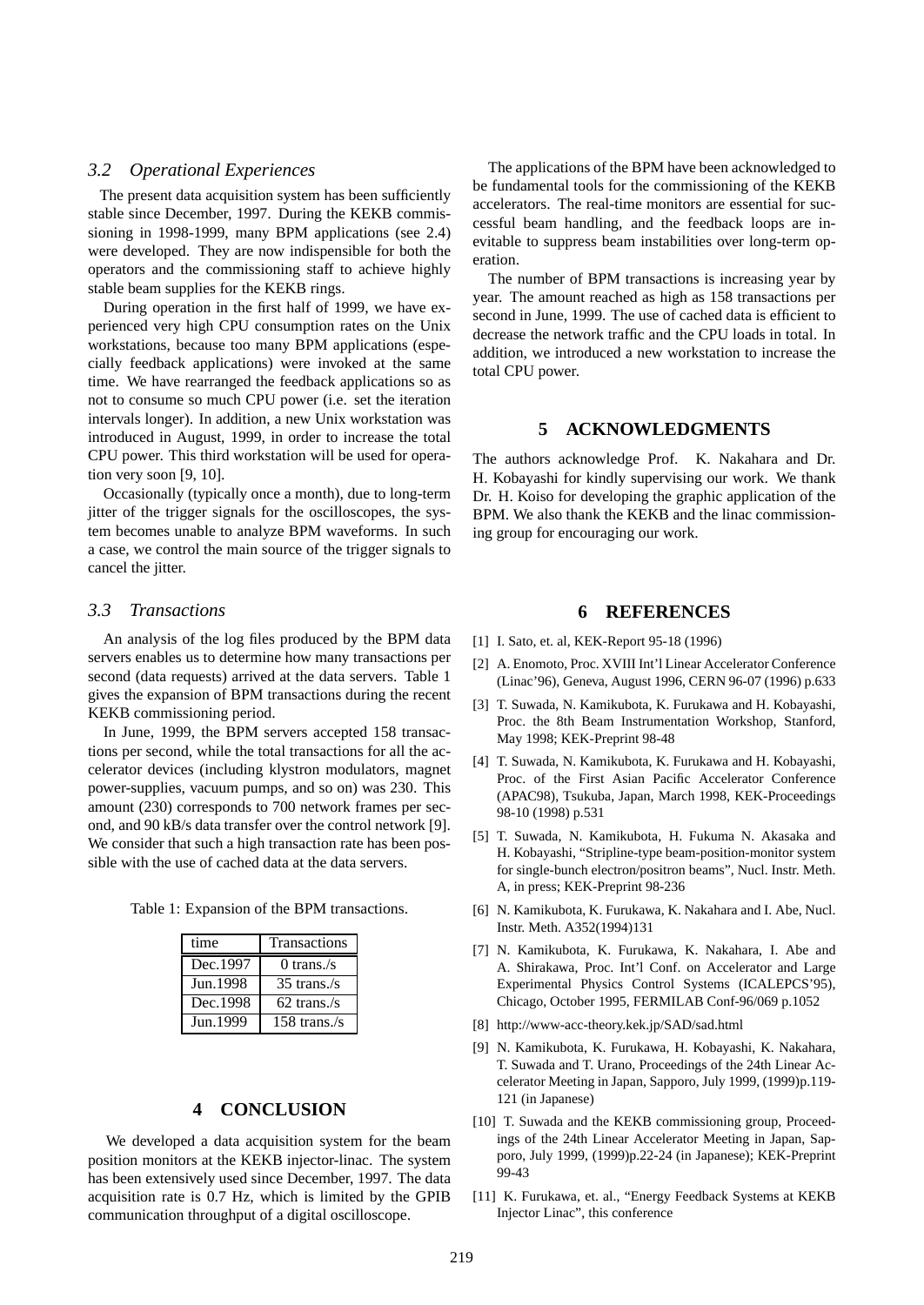### 3.2 Operational Experiences

The present data acquisition system has been sufficiently stable since December, 1997. During the KEKB commissioning in 1998-1999, many BPM applications (see 2.4) were developed. They are now indispensible for both the operators and the commissioning staff to achieve highly stable beam supplies for the KEKB rings.

During operation in the first half of 1999, we have experienced very high CPU consumption rates on the Unix workstations, because too many BPM applications (especially feedback applications) were invoked at the same time. We have rearranged the feedback applications so as not to consume so much CPU power (i.e. set the iteration intervals longer). In addition, a new Unix workstation was introduced in August, 1999, in order to increase the total CPU power. This third workstation will be used for operation very soon [9, 10].

Occasionally (typically once a month), due to long-term jitter of the trigger signals for the oscilloscopes, the system becomes unable to analyze BPM waveforms. In such a case, we control the main source of the trigger signals to cancel the jitter.

### 3.3 Transactions

An analysis of the log files produced by the BPM data servers enables us to determine how many transactions per second (data requests) arrived at the data servers. Table 1 gives the expansion of BPM transactions during the recent KEKB commissioning period.

In June, 1999, the BPM servers accepted 158 transactions per second, while the total transactions for all the accelerator devices (including klystron modulators, magnet power-supplies, vacuum pumps, and so on) was 230. This amount (230) corresponds to 700 network frames per second, and 90 kB/s data transfer over the control network [9]. We consider that such a high transaction rate has been possible with the use of cached data at the data servers.

Table 1: Expansion of the BPM transactions.

| time | Transactions |
|---|---|
| Dec.1997 | 0 trans./s |
| Jun.1998 | 35 trans./s |
| Dec.1998 | 62 trans./s |
| Jun.1999 | 158 trans./s |

## 4 CONCLUSION

We developed a data acquisition system for the beam position monitors at the KEKB injector-linac. The system has been extensively used since December, 1997. The data acquisition rate is 0.7 Hz, which is limited by the GPIB communication throughput of a digital oscilloscope.

The applications of the BPM have been acknowledged to be fundamental tools for the commissioning of the KEKB accelerators. The real-time monitors are essential for successful beam handling, and the feedback loops are inevitable to suppress beam instabilities over long-term operation.

The number of BPM transactions is increasing year by year. The amount reached as high as 158 transactions per second in June, 1999. The use of cached data is efficient to decrease the network traffic and the CPU loads in total. In addition, we introduced a new workstation to increase the total CPU power.

## 5 ACKNOWLEDGMENTS

The authors acknowledge Prof. K. Nakahara and Dr. H. Kobayashi for kindly supervising our work. We thank Dr. H. Koiso for developing the graphic application of the BPM. We also thank the KEKB and the linac commissioning group for encouraging our work.

## 6 REFERENCES

[1] I. Sato, et. al, KEK-Report 95-18 (1996)

[2] A. Enomoto, Proc. XVIII Int'l Linear Accelerator Conference (Linac'96), Geneva, August 1996, CERN 96-07 (1996) p.633

[3] T. Suwada, N. Kamikubota, K. Furukawa and H. Kobayashi, Proc. the 8th Beam Instrumentation Workshop, Stanford, May 1998; KEK-Preprint 98-48

[4] T. Suwada, N. Kamikubota, K. Furukawa and H. Kobayashi, Proc. of the First Asian Pacific Accelerator Conference (APAC98), Tsukuba, Japan, March 1998, KEK-Proceedings 98-10 (1998) p.531

[5] T. Suwada, N. Kamikubota, H. Fukuma N. Akasaka and H. Kobayashi, "Stripline-type beam-position-monitor system for single-bunch electron/positron beams", Nucl. Instr. Meth. A, in press; KEK-Preprint 98-236

[6] N. Kamikubota, K. Furukawa, K. Nakahara and I. Abe, Nucl. Instr. Meth. A352(1994)131

[7] N. Kamikubota, K. Furukawa, K. Nakahara, I. Abe and A. Shirakawa, Proc. Int'l Conf. on Accelerator and Large Experimental Physics Control Systems (ICALEPCS'95), Chicago, October 1995, FERMILAB Conf-96/069 p.1052

[8] http://www-acc-theory.kek.jp/SAD/sad.html

[9] N. Kamikubota, K. Furukawa, H. Kobayashi, K. Nakahara, T. Suwada and T. Urano, Proceedings of the 24th Linear Accelerator Meeting in Japan, Sapporo, July 1999, (1999)p.119-121 (in Japanese)

[10] T. Suwada and the KEKB commissioning group, Proceedings of the 24th Linear Accelerator Meeting in Japan, Sapporo, July 1999, (1999)p.22-24 (in Japanese); KEK-Preprint 99-43

[11] K. Furukawa, et. al., "Energy Feedback Systems at KEKB Injector Linac", this conference